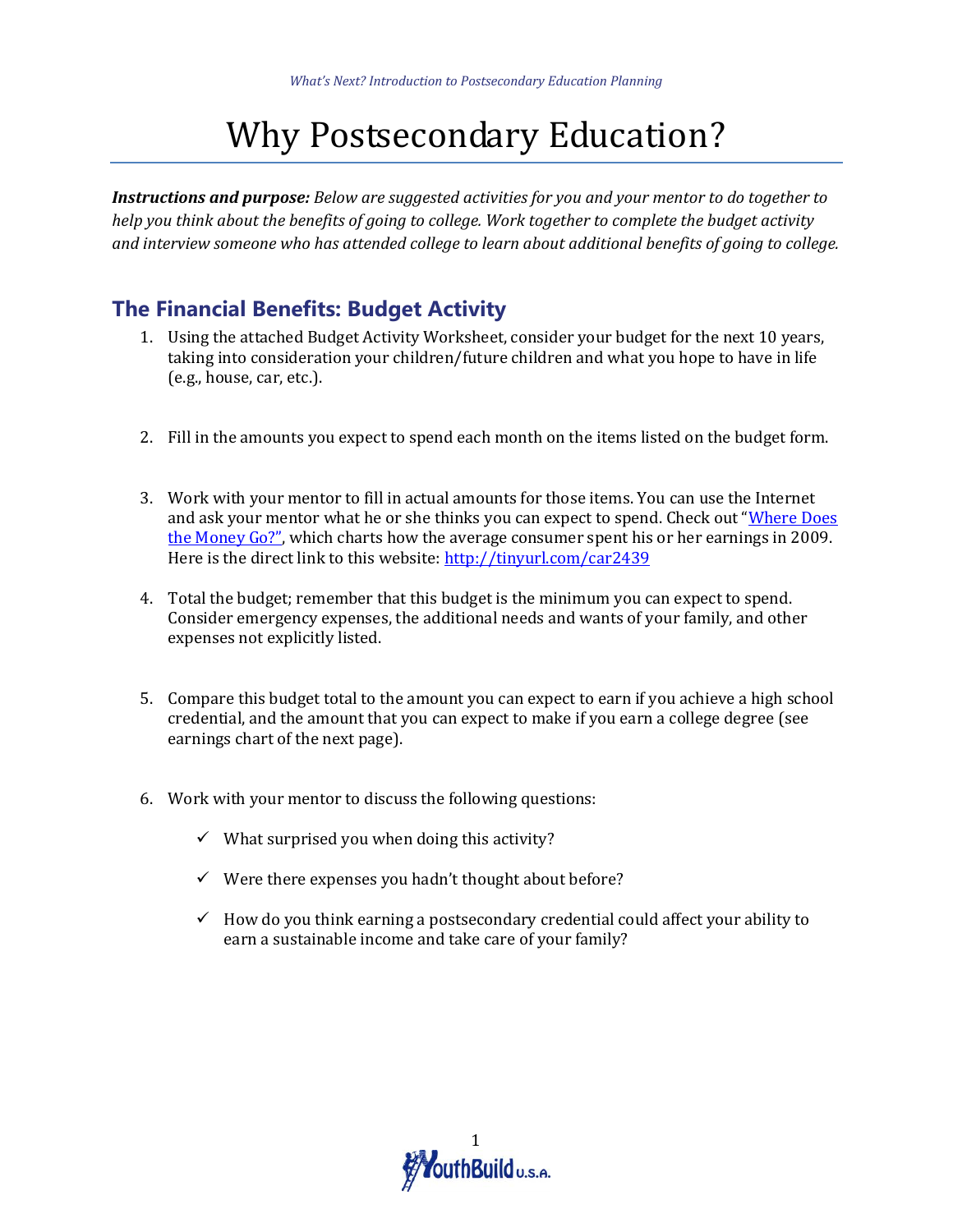# Why Postsecondary Education?

***Instructions and purpose:*** *Below are suggested activities for you and your mentor to do together to help you think about the benefits of going to college. Work together to complete the budget activity and interview someone who has attended college to learn about additional benefits of going to college.*

## The Financial Benefits: Budget Activity

1. Using the attached Budget Activity Worksheet, consider your budget for the next 10 years, taking into consideration your children/future children and what you hope to have in life (e.g., house, car, etc.).

2. Fill in the amounts you expect to spend each month on the items listed on the budget form.

3. Work with your mentor to fill in actual amounts for those items. You can use the Internet and ask your mentor what he or she thinks you can expect to spend. Check out "[Where Does the Money Go?](http://tinyurl.com/car2439)", which charts how the average consumer spent his or her earnings in 2009. Here is the direct link to this website: [http://tinyurl.com/car2439](http://tinyurl.com/car2439)

4. Total the budget; remember that this budget is the minimum you can expect to spend. Consider emergency expenses, the additional needs and wants of your family, and other expenses not explicitly listed.

5. Compare this budget total to the amount you can expect to earn if you achieve a high school credential, and the amount that you can expect to make if you earn a college degree (see earnings chart of the next page).

6. Work with your mentor to discuss the following questions:
   - ✓ What surprised you when doing this activity?
   - ✓ Were there expenses you hadn't thought about before?
   - ✓ How do you think earning a postsecondary credential could affect your ability to earn a sustainable income and take care of your family?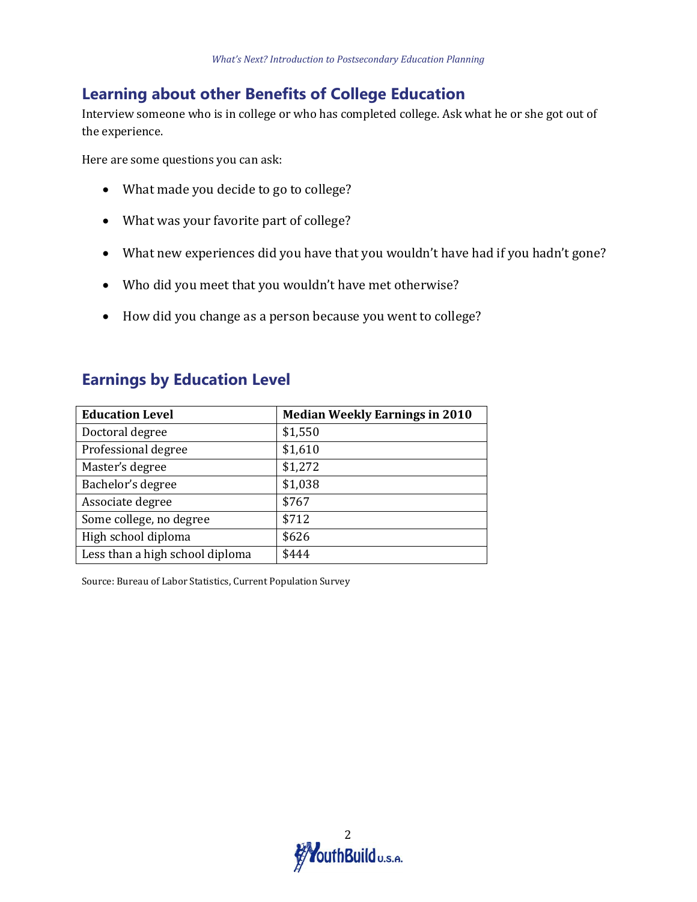## Learning about other Benefits of College Education

Interview someone who is in college or who has completed college. Ask what he or she got out of the experience.

Here are some questions you can ask:

- What made you decide to go to college?
- What was your favorite part of college?
- What new experiences did you have that you wouldn't have had if you hadn't gone?
- Who did you meet that you wouldn't have met otherwise?
- How did you change as a person because you went to college?

## Earnings by Education Level

| Education Level | Median Weekly Earnings in 2010 |
| --- | --- |
| Doctoral degree | $1,550 |
| Professional degree | $1,610 |
| Master's degree | $1,272 |
| Bachelor's degree | $1,038 |
| Associate degree | $767 |
| Some college, no degree | $712 |
| High school diploma | $626 |
| Less than a high school diploma | $444 |

Source: Bureau of Labor Statistics, Current Population Survey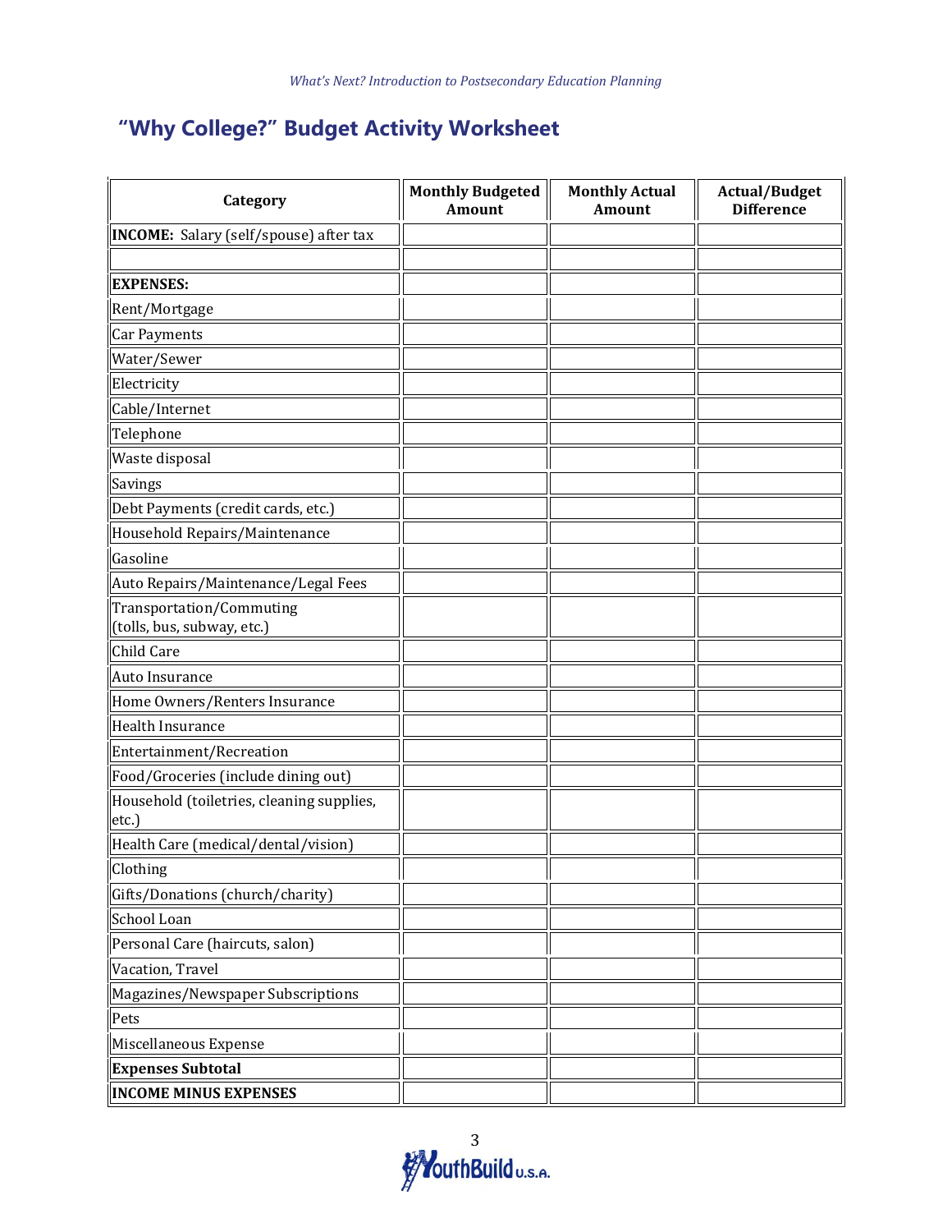## "Why College?" Budget Activity Worksheet

| Category | Monthly Budgeted Amount | Monthly Actual Amount | Actual/Budget Difference |
|---|---|---|---|
| **INCOME:** Salary (self/spouse) after tax | | | |
| | | | |
| **EXPENSES:** | | | |
| Rent/Mortgage | | | |
| Car Payments | | | |
| Water/Sewer | | | |
| Electricity | | | |
| Cable/Internet | | | |
| Telephone | | | |
| Waste disposal | | | |
| Savings | | | |
| Debt Payments (credit cards, etc.) | | | |
| Household Repairs/Maintenance | | | |
| Gasoline | | | |
| Auto Repairs/Maintenance/Legal Fees | | | |
| Transportation/Commuting (tolls, bus, subway, etc.) | | | |
| Child Care | | | |
| Auto Insurance | | | |
| Home Owners/Renters Insurance | | | |
| Health Insurance | | | |
| Entertainment/Recreation | | | |
| Food/Groceries (include dining out) | | | |
| Household (toiletries, cleaning supplies, etc.) | | | |
| Health Care (medical/dental/vision) | | | |
| Clothing | | | |
| Gifts/Donations (church/charity) | | | |
| School Loan | | | |
| Personal Care (haircuts, salon) | | | |
| Vacation, Travel | | | |
| Magazines/Newspaper Subscriptions | | | |
| Pets | | | |
| Miscellaneous Expense | | | |
| **Expenses Subtotal** | | | |
| **INCOME MINUS EXPENSES** | | | |